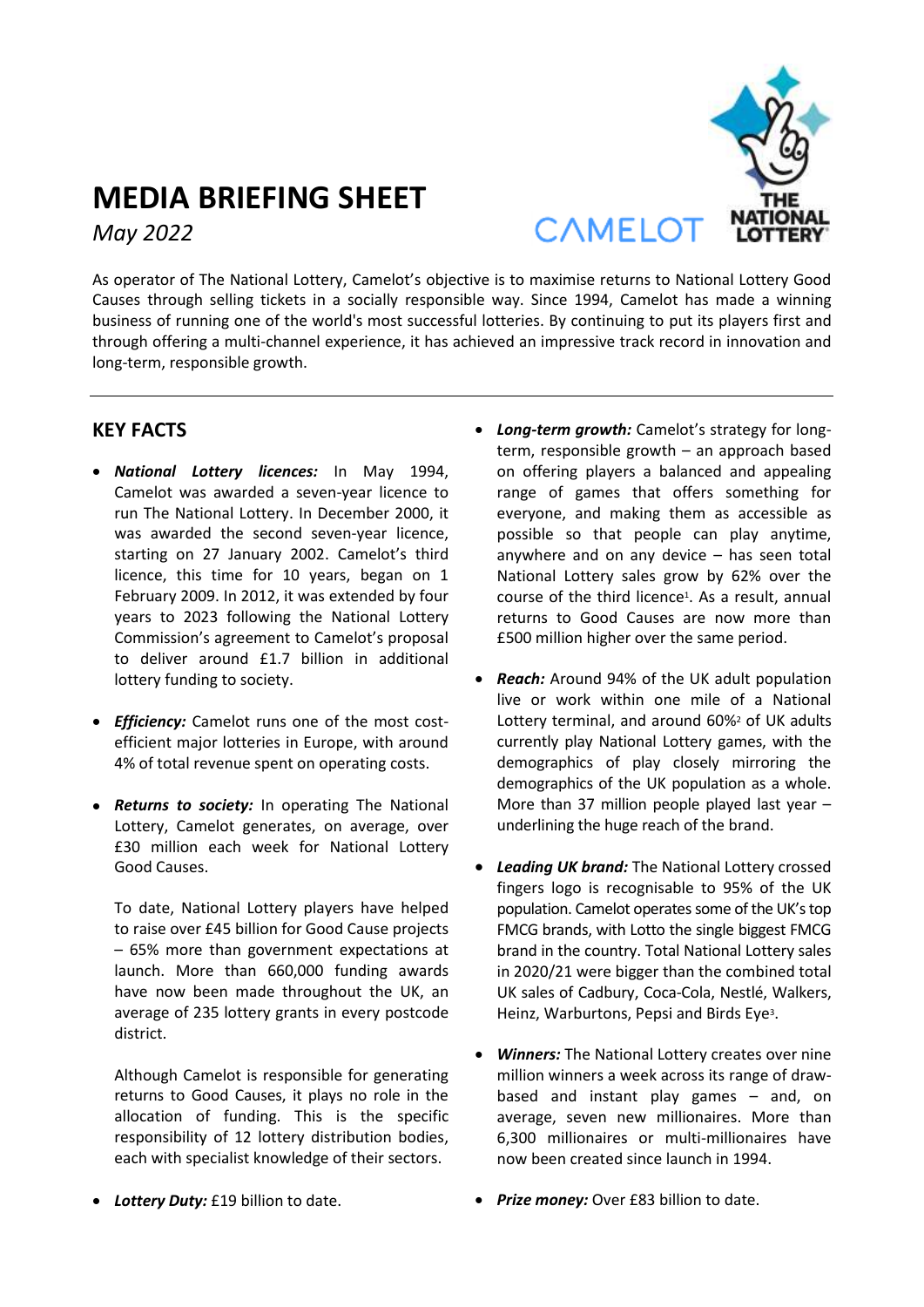# MEDIA BRIEFING SHEET

*May 2022*

As operator of The National Lottery, Camelot's objective is to maximise returns to National Lottery Good Causes through selling tickets in a socially responsible way. Since 1994, Camelot has made a winning business of running one of the world's most successful lotteries. By continuing to put its players first and through offering a multi-channel experience, it has achieved an impressive track record in innovation and long-term, responsible growth.

## KEY FACTS

- ***National Lottery licences:*** In May 1994, Camelot was awarded a seven-year licence to run The National Lottery. In December 2000, it was awarded the second seven-year licence, starting on 27 January 2002. Camelot's third licence, this time for 10 years, began on 1 February 2009. In 2012, it was extended by four years to 2023 following the National Lottery Commission's agreement to Camelot's proposal to deliver around £1.7 billion in additional lottery funding to society.

- ***Efficiency:*** Camelot runs one of the most cost-efficient major lotteries in Europe, with around 4% of total revenue spent on operating costs.

- ***Returns to society:*** In operating The National Lottery, Camelot generates, on average, over £30 million each week for National Lottery Good Causes.

  To date, National Lottery players have helped to raise over £45 billion for Good Cause projects – 65% more than government expectations at launch. More than 660,000 funding awards have now been made throughout the UK, an average of 235 lottery grants in every postcode district.

  Although Camelot is responsible for generating returns to Good Causes, it plays no role in the allocation of funding. This is the specific responsibility of 12 lottery distribution bodies, each with specialist knowledge of their sectors.

- ***Lottery Duty:*** £19 billion to date.

- ***Long-term growth:*** Camelot's strategy for long-term, responsible growth – an approach based on offering players a balanced and appealing range of games that offers something for everyone, and making them as accessible as possible so that people can play anytime, anywhere and on any device – has seen total National Lottery sales grow by 62% over the course of the third licence[1]. As a result, annual returns to Good Causes are now more than £500 million higher over the same period.

- ***Reach:*** Around 94% of the UK adult population live or work within one mile of a National Lottery terminal, and around 60%[2] of UK adults currently play National Lottery games, with the demographics of play closely mirroring the demographics of the UK population as a whole. More than 37 million people played last year – underlining the huge reach of the brand.

- ***Leading UK brand:*** The National Lottery crossed fingers logo is recognisable to 95% of the UK population. Camelot operates some of the UK's top FMCG brands, with Lotto the single biggest FMCG brand in the country. Total National Lottery sales in 2020/21 were bigger than the combined total UK sales of Cadbury, Coca-Cola, Nestlé, Walkers, Heinz, Warburtons, Pepsi and Birds Eye[3].

- ***Winners:*** The National Lottery creates over nine million winners a week across its range of draw-based and instant play games – and, on average, seven new millionaires. More than 6,300 millionaires or multi-millionaires have now been created since launch in 1994.

- ***Prize money:*** Over £83 billion to date.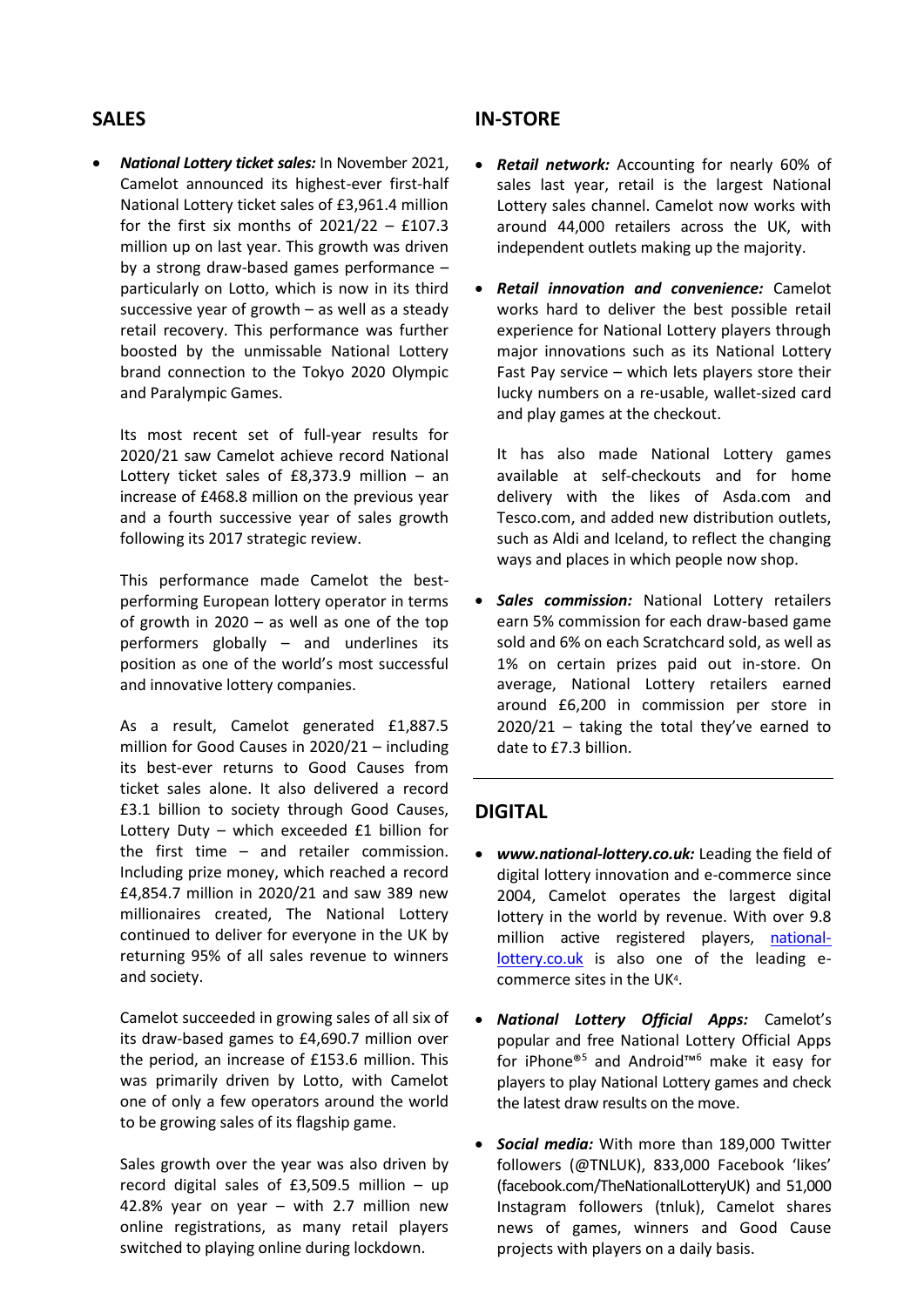## SALES

- ***National Lottery ticket sales:*** In November 2021, Camelot announced its highest-ever first-half National Lottery ticket sales of £3,961.4 million for the first six months of 2021/22 – £107.3 million up on last year. This growth was driven by a strong draw-based games performance – particularly on Lotto, which is now in its third successive year of growth – as well as a steady retail recovery. This performance was further boosted by the unmissable National Lottery brand connection to the Tokyo 2020 Olympic and Paralympic Games.

  Its most recent set of full-year results for 2020/21 saw Camelot achieve record National Lottery ticket sales of £8,373.9 million – an increase of £468.8 million on the previous year and a fourth successive year of sales growth following its 2017 strategic review.

  This performance made Camelot the best-performing European lottery operator in terms of growth in 2020 – as well as one of the top performers globally – and underlines its position as one of the world's most successful and innovative lottery companies.

  As a result, Camelot generated £1,887.5 million for Good Causes in 2020/21 – including its best-ever returns to Good Causes from ticket sales alone. It also delivered a record £3.1 billion to society through Good Causes, Lottery Duty – which exceeded £1 billion for the first time – and retailer commission. Including prize money, which reached a record £4,854.7 million in 2020/21 and saw 389 new millionaires created, The National Lottery continued to deliver for everyone in the UK by returning 95% of all sales revenue to winners and society.

  Camelot succeeded in growing sales of all six of its draw-based games to £4,690.7 million over the period, an increase of £153.6 million. This was primarily driven by Lotto, with Camelot one of only a few operators around the world to be growing sales of its flagship game.

  Sales growth over the year was also driven by record digital sales of £3,509.5 million – up 42.8% year on year – with 2.7 million new online registrations, as many retail players switched to playing online during lockdown.

## IN-STORE

- ***Retail network:*** Accounting for nearly 60% of sales last year, retail is the largest National Lottery sales channel. Camelot now works with around 44,000 retailers across the UK, with independent outlets making up the majority.

- ***Retail innovation and convenience:*** Camelot works hard to deliver the best possible retail experience for National Lottery players through major innovations such as its National Lottery Fast Pay service – which lets players store their lucky numbers on a re-usable, wallet-sized card and play games at the checkout.

  It has also made National Lottery games available at self-checkouts and for home delivery with the likes of Asda.com and Tesco.com, and added new distribution outlets, such as Aldi and Iceland, to reflect the changing ways and places in which people now shop.

- ***Sales commission:*** National Lottery retailers earn 5% commission for each draw-based game sold and 6% on each Scratchcard sold, as well as 1% on certain prizes paid out in-store. On average, National Lottery retailers earned around £6,200 in commission per store in 2020/21 – taking the total they've earned to date to £7.3 billion.

## DIGITAL

- ***www.national-lottery.co.uk:*** Leading the field of digital lottery innovation and e-commerce since 2004, Camelot operates the largest digital lottery in the world by revenue. With over 9.8 million active registered players, national-lottery.co.uk is also one of the leading e-commerce sites in the UK[4].

- ***National Lottery Official Apps:*** Camelot's popular and free National Lottery Official Apps for iPhone®[5] and Android™[6] make it easy for players to play National Lottery games and check the latest draw results on the move.

- ***Social media:*** With more than 189,000 Twitter followers (@TNLUK), 833,000 Facebook 'likes' (facebook.com/TheNationalLotteryUK) and 51,000 Instagram followers (tnluk), Camelot shares news of games, winners and Good Cause projects with players on a daily basis.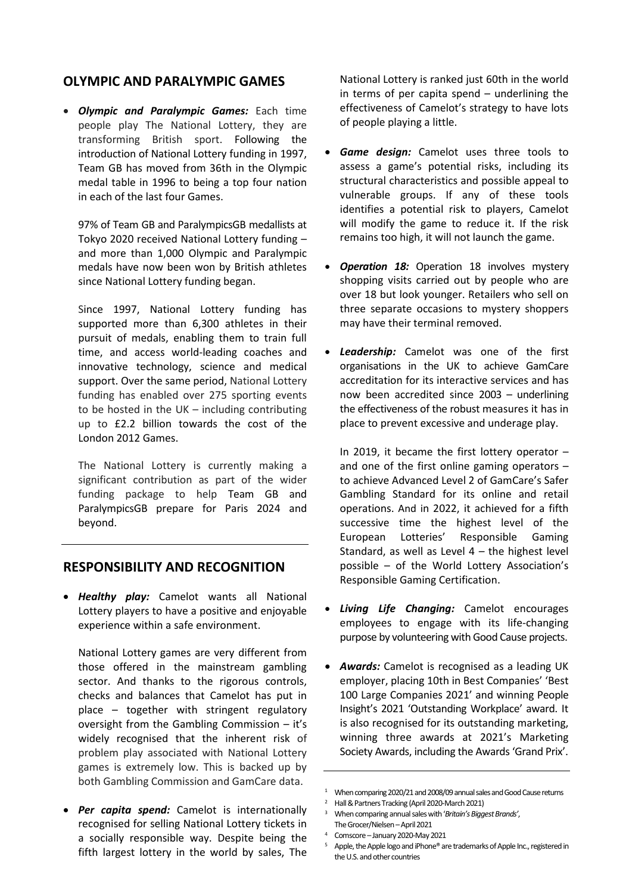## OLYMPIC AND PARALYMPIC GAMES

- ***Olympic and Paralympic Games:*** Each time people play The National Lottery, they are transforming British sport. Following the introduction of National Lottery funding in 1997, Team GB has moved from 36th in the Olympic medal table in 1996 to being a top four nation in each of the last four Games.

  97% of Team GB and ParalympicsGB medallists at Tokyo 2020 received National Lottery funding – and more than 1,000 Olympic and Paralympic medals have now been won by British athletes since National Lottery funding began.

  Since 1997, National Lottery funding has supported more than 6,300 athletes in their pursuit of medals, enabling them to train full time, and access world-leading coaches and innovative technology, science and medical support. Over the same period, National Lottery funding has enabled over 275 sporting events to be hosted in the UK – including contributing up to £2.2 billion towards the cost of the London 2012 Games.

  The National Lottery is currently making a significant contribution as part of the wider funding package to help Team GB and ParalympicsGB prepare for Paris 2024 and beyond.

## RESPONSIBILITY AND RECOGNITION

- ***Healthy play:*** Camelot wants all National Lottery players to have a positive and enjoyable experience within a safe environment.

  National Lottery games are very different from those offered in the mainstream gambling sector. And thanks to the rigorous controls, checks and balances that Camelot has put in place – together with stringent regulatory oversight from the Gambling Commission – it's widely recognised that the inherent risk of problem play associated with National Lottery games is extremely low. This is backed up by both Gambling Commission and GamCare data.

- ***Per capita spend:*** Camelot is internationally recognised for selling National Lottery tickets in a socially responsible way. Despite being the fifth largest lottery in the world by sales, The National Lottery is ranked just 60th in the world in terms of per capita spend – underlining the effectiveness of Camelot's strategy to have lots of people playing a little.

- ***Game design:*** Camelot uses three tools to assess a game's potential risks, including its structural characteristics and possible appeal to vulnerable groups. If any of these tools identifies a potential risk to players, Camelot will modify the game to reduce it. If the risk remains too high, it will not launch the game.

- ***Operation 18:*** Operation 18 involves mystery shopping visits carried out by people who are over 18 but look younger. Retailers who sell on three separate occasions to mystery shoppers may have their terminal removed.

- ***Leadership:*** Camelot was one of the first organisations in the UK to achieve GamCare accreditation for its interactive services and has now been accredited since 2003 – underlining the effectiveness of the robust measures it has in place to prevent excessive and underage play.

  In 2019, it became the first lottery operator – and one of the first online gaming operators – to achieve Advanced Level 2 of GamCare's Safer Gambling Standard for its online and retail operations. And in 2022, it achieved for a fifth successive time the highest level of the European Lotteries' Responsible Gaming Standard, as well as Level 4 – the highest level possible – of the World Lottery Association's Responsible Gaming Certification.

- ***Living Life Changing:*** Camelot encourages employees to engage with its life-changing purpose by volunteering with Good Cause projects.

- ***Awards:*** Camelot is recognised as a leading UK employer, placing 10th in Best Companies' 'Best 100 Large Companies 2021' and winning People Insight's 2021 'Outstanding Workplace' award. It is also recognised for its outstanding marketing, winning three awards at 2021's Marketing Society Awards, including the Awards 'Grand Prix'.

---

[1] When comparing 2020/21 and 2008/09 annual sales and Good Cause returns
[2] Hall & Partners Tracking (April 2020-March 2021)
[3] When comparing annual sales with '*Britain's Biggest Brands*', The Grocer/Nielsen – April 2021
[4] Comscore – January 2020-May 2021
[5] Apple, the Apple logo and iPhone® are trademarks of Apple Inc., registered in the U.S. and other countries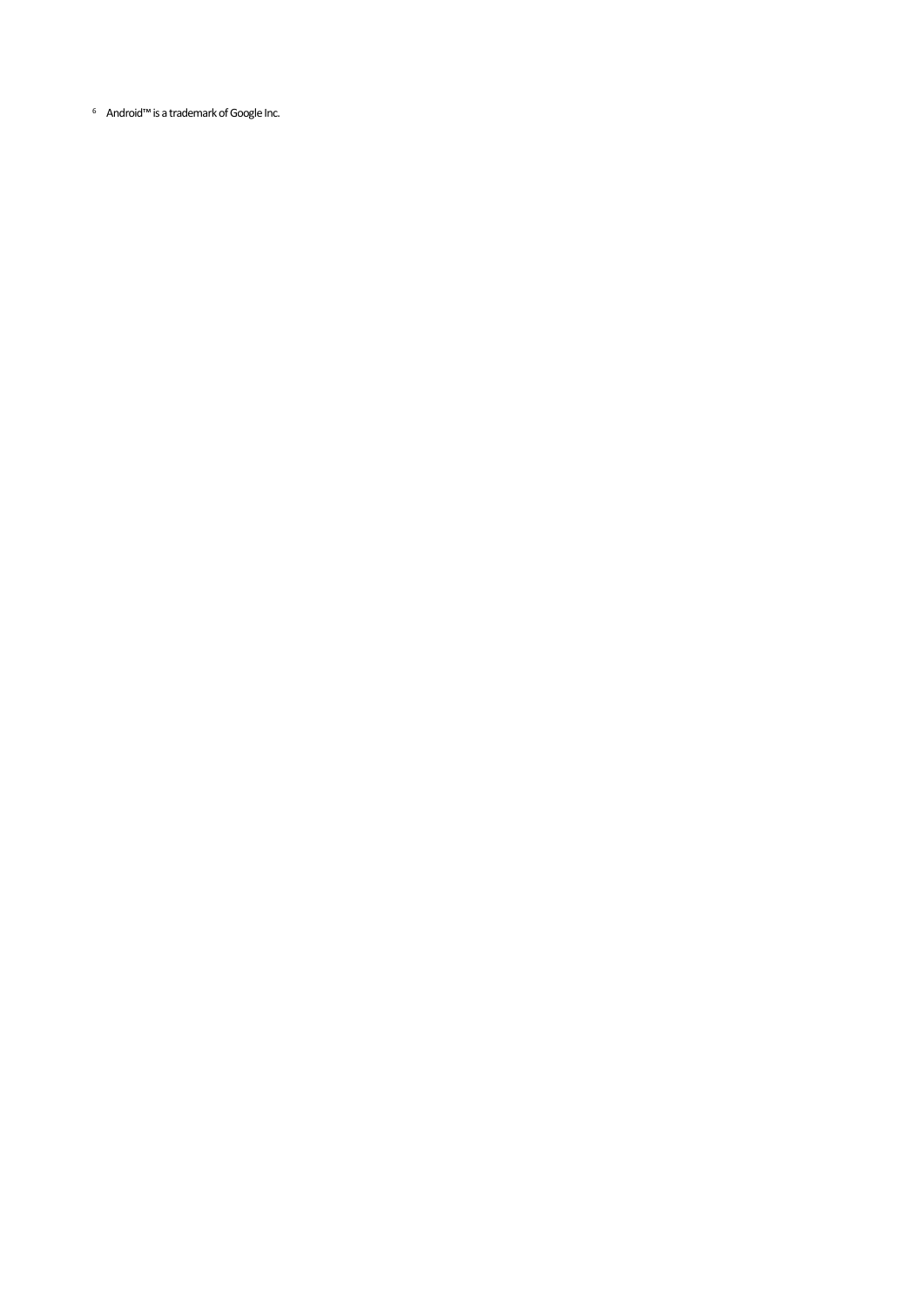[6] Android™ is a trademark of Google Inc.